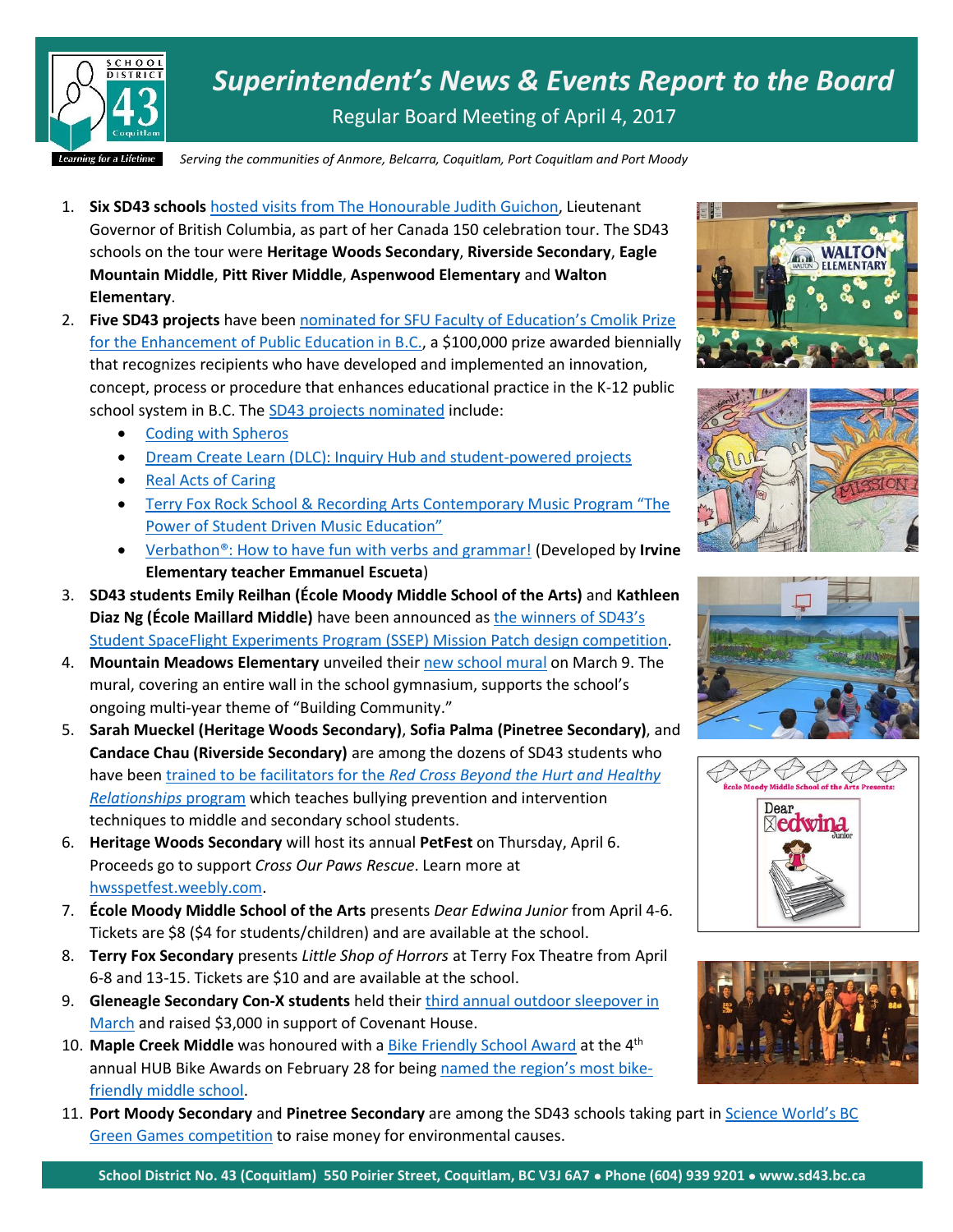# *Superintendent's News & Events Report to the Board*

Regular Board Meeting of April 4, 2017

*Serving the communities of Anmore, Belcarra, Coquitlam, Port Coquitlam and Port Moody*

1. **Six SD43 schools** hosted visits from The Honourable Judith Guichon, Lieutenant Governor of British Columbia, as part of her Canada 150 celebration tour. The SD43 schools on the tour were **Heritage Woods Secondary**, **Riverside Secondary**, **Eagle Mountain Middle**, **Pitt River Middle**, **Aspenwood Elementary** and **Walton Elementary**.
2. **Five SD43 projects** have been nominated for SFU Faculty of Education's Cmolik Prize for the Enhancement of Public Education in B.C., a $100,000 prize awarded biennially that recognizes recipients who have developed and implemented an innovation, concept, process or procedure that enhances educational practice in the K-12 public school system in B.C. The SD43 projects nominated include:
   - Coding with Spheros
   - Dream Create Learn (DLC): Inquiry Hub and student-powered projects
   - Real Acts of Caring
   - Terry Fox Rock School & Recording Arts Contemporary Music Program "The Power of Student Driven Music Education"
   - Verbathon®: How to have fun with verbs and grammar! (Developed by **Irvine Elementary teacher Emmanuel Escueta**)
3. **SD43 students Emily Reilhan (École Moody Middle School of the Arts)** and **Kathleen Diaz Ng (École Maillard Middle)** have been announced as the winners of SD43's Student SpaceFlight Experiments Program (SSEP) Mission Patch design competition.
4. **Mountain Meadows Elementary** unveiled their new school mural on March 9. The mural, covering an entire wall in the school gymnasium, supports the school's ongoing multi-year theme of "Building Community."
5. **Sarah Mueckel (Heritage Woods Secondary)**, **Sofia Palma (Pinetree Secondary)**, and **Candace Chau (Riverside Secondary)** are among the dozens of SD43 students who have been trained to be facilitators for the *Red Cross Beyond the Hurt and Healthy Relationships* program which teaches bullying prevention and intervention techniques to middle and secondary school students.
6. **Heritage Woods Secondary** will host its annual **PetFest** on Thursday, April 6. Proceeds go to support *Cross Our Paws Rescue*. Learn more at hwsspetfest.weebly.com.
7. **École Moody Middle School of the Arts** presents *Dear Edwina Junior* from April 4-6. Tickets are $8 ($4 for students/children) and are available at the school.
8. **Terry Fox Secondary** presents *Little Shop of Horrors* at Terry Fox Theatre from April 6-8 and 13-15. Tickets are $10 and are available at the school.
9. **Gleneagle Secondary Con-X students** held their third annual outdoor sleepover in March and raised $3,000 in support of Covenant House.
10. **Maple Creek Middle** was honoured with a Bike Friendly School Award at the 4th annual HUB Bike Awards on February 28 for being named the region's most bike-friendly middle school.
11. **Port Moody Secondary** and **Pinetree Secondary** are among the SD43 schools taking part in Science World's BC Green Games competition to raise money for environmental causes.

School District No. 43 (Coquitlam) 550 Poirier Street, Coquitlam, BC V3J 6A7 • Phone (604) 939 9201 • www.sd43.bc.ca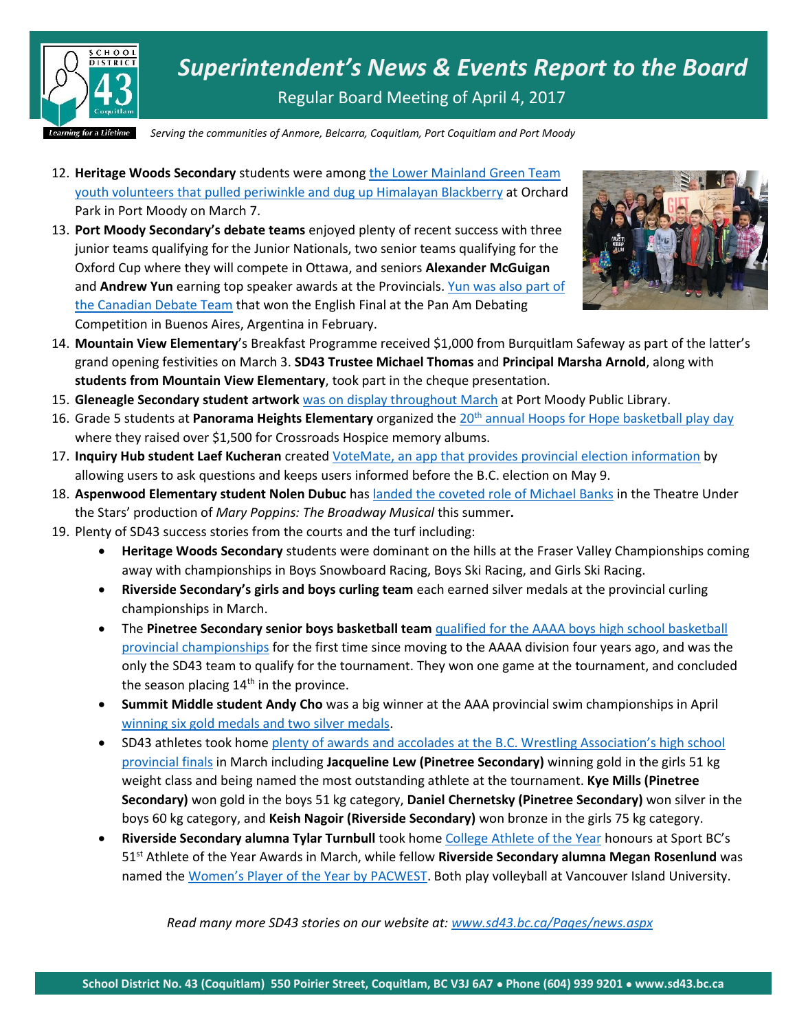# *Superintendent's News & Events Report to the Board*

Regular Board Meeting of April 4, 2017

*Serving the communities of Anmore, Belcarra, Coquitlam, Port Coquitlam and Port Moody*

12. **Heritage Woods Secondary** students were among the Lower Mainland Green Team youth volunteers that pulled periwinkle and dug up Himalayan Blackberry at Orchard Park in Port Moody on March 7.
13. **Port Moody Secondary's debate teams** enjoyed plenty of recent success with three junior teams qualifying for the Junior Nationals, two senior teams qualifying for the Oxford Cup where they will compete in Ottawa, and seniors **Alexander McGuigan** and **Andrew Yun** earning top speaker awards at the Provincials. Yun was also part of the Canadian Debate Team that won the English Final at the Pan Am Debating Competition in Buenos Aires, Argentina in February.
14. **Mountain View Elementary**'s Breakfast Programme received $1,000 from Burquitlam Safeway as part of the latter's grand opening festivities on March 3. **SD43 Trustee Michael Thomas** and **Principal Marsha Arnold**, along with **students from Mountain View Elementary**, took part in the cheque presentation.
15. **Gleneagle Secondary student artwork** was on display throughout March at Port Moody Public Library.
16. Grade 5 students at **Panorama Heights Elementary** organized the 20th annual Hoops for Hope basketball play day where they raised over $1,500 for Crossroads Hospice memory albums.
17. **Inquiry Hub student Laef Kucheran** created VoteMate, an app that provides provincial election information by allowing users to ask questions and keeps users informed before the B.C. election on May 9.
18. **Aspenwood Elementary student Nolen Dubuc** has landed the coveted role of Michael Banks in the Theatre Under the Stars' production of *Mary Poppins: The Broadway Musical* this summer**.**
19. Plenty of SD43 success stories from the courts and the turf including:
    - **Heritage Woods Secondary** students were dominant on the hills at the Fraser Valley Championships coming away with championships in Boys Snowboard Racing, Boys Ski Racing, and Girls Ski Racing.
    - **Riverside Secondary's girls and boys curling team** each earned silver medals at the provincial curling championships in March.
    - The **Pinetree Secondary senior boys basketball team** qualified for the AAAA boys high school basketball provincial championships for the first time since moving to the AAAA division four years ago, and was the only the SD43 team to qualify for the tournament. They won one game at the tournament, and concluded the season placing 14th in the province.
    - **Summit Middle student Andy Cho** was a big winner at the AAA provincial swim championships in April winning six gold medals and two silver medals.
    - SD43 athletes took home plenty of awards and accolades at the B.C. Wrestling Association's high school provincial finals in March including **Jacqueline Lew (Pinetree Secondary)** winning gold in the girls 51 kg weight class and being named the most outstanding athlete at the tournament. **Kye Mills (Pinetree Secondary)** won gold in the boys 51 kg category, **Daniel Chernetsky (Pinetree Secondary)** won silver in the boys 60 kg category, and **Keish Nagoir (Riverside Secondary)** won bronze in the girls 75 kg category.
    - **Riverside Secondary alumna Tylar Turnbull** took home College Athlete of the Year honours at Sport BC's 51st Athlete of the Year Awards in March, while fellow **Riverside Secondary alumna Megan Rosenlund** was named the Women's Player of the Year by PACWEST. Both play volleyball at Vancouver Island University.

*Read many more SD43 stories on our website at: www.sd43.bc.ca/Pages/news.aspx*